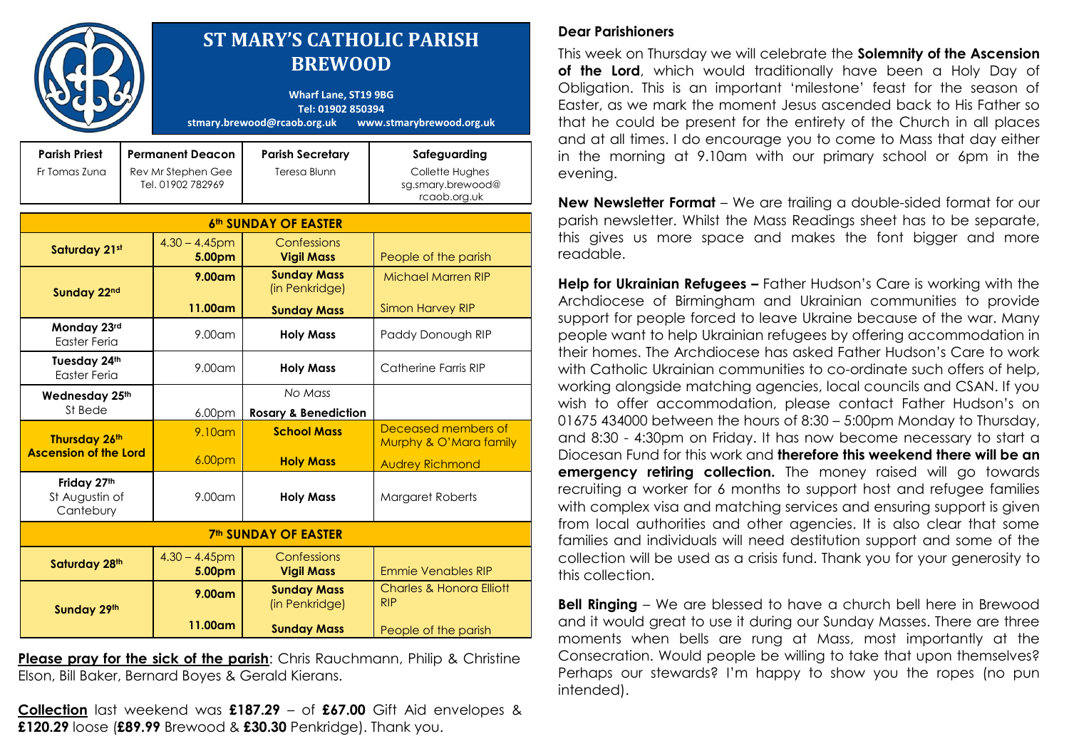# ST MARY'S CATHOLIC PARISH BREWOOD

**Wharf Lane, ST19 9BG**
**Tel: 01902 850394**
**stmary.brewood@rcaob.org.uk www.stmarybrewood.org.uk**

| Parish Priest | Permanent Deacon | Parish Secretary | Safeguarding |
|---|---|---|---|
| Fr Tomas Zuna | Rev Mr Stephen Gee Tel. 01902 782969 | Teresa Blunn | Collette Hughes sg.smary.brewood@rcaob.org.uk |

| 6th SUNDAY OF EASTER | | | |
|---|---|---|---|
| **Saturday 21st** | 4.30 – 4.45pm | Confessions | |
| | **5.00pm** | **Vigil Mass** | People of the parish |
| **Sunday 22nd** | **9.00am** | **Sunday Mass** (in Penkridge) | Michael Marren RIP |
| | **11.00am** | **Sunday Mass** | Simon Harvey RIP |
| **Monday 23rd** Easter Feria | 9.00am | **Holy Mass** | Paddy Donough RIP |
| **Tuesday 24th** Easter Feria | 9.00am | **Holy Mass** | Catherine Farris RIP |
| **Wednesday 25th** St Bede | | *No Mass* | |
| | 6.00pm | **Rosary & Benediction** | |
| **Thursday 26th Ascension of the Lord** | 9.10am | **School Mass** | Deceased members of Murphy & O'Mara family |
| | 6.00pm | **Holy Mass** | Audrey Richmond |
| **Friday 27th** St Augustin of Cantebury | 9.00am | **Holy Mass** | Margaret Roberts |
| **7th SUNDAY OF EASTER** | | | |
| **Saturday 28th** | 4.30 – 4.45pm | Confessions | |
| | **5.00pm** | **Vigil Mass** | Emmie Venables RIP |
| **Sunday 29th** | **9.00am** | **Sunday Mass** (in Penkridge) | Charles & Honora Elliott RIP |
| | **11.00am** | **Sunday Mass** | People of the parish |

**Please pray for the sick of the parish**: Chris Rauchmann, Philip & Christine Elson, Bill Baker, Bernard Boyes & Gerald Kierans.

**Collection** last weekend was **£187.29** – of **£67.00** Gift Aid envelopes & **£120.29** loose (**£89.99** Brewood & **£30.30** Penkridge). Thank you.

**Dear Parishioners**

This week on Thursday we will celebrate the **Solemnity of the Ascension of the Lord**, which would traditionally have been a Holy Day of Obligation. This is an important 'milestone' feast for the season of Easter, as we mark the moment Jesus ascended back to His Father so that he could be present for the entirety of the Church in all places and at all times. I do encourage you to come to Mass that day either in the morning at 9.10am with our primary school or 6pm in the evening.

**New Newsletter Format** – We are trailing a double-sided format for our parish newsletter. Whilst the Mass Readings sheet has to be separate, this gives us more space and makes the font bigger and more readable.

**Help for Ukrainian Refugees –** Father Hudson's Care is working with the Archdiocese of Birmingham and Ukrainian communities to provide support for people forced to leave Ukraine because of the war. Many people want to help Ukrainian refugees by offering accommodation in their homes. The Archdiocese has asked Father Hudson's Care to work with Catholic Ukrainian communities to co-ordinate such offers of help, working alongside matching agencies, local councils and CSAN. If you wish to offer accommodation, please contact Father Hudson's on 01675 434000 between the hours of 8:30 – 5:00pm Monday to Thursday, and 8:30 - 4:30pm on Friday. It has now become necessary to start a Diocesan Fund for this work and **therefore this weekend there will be an emergency retiring collection.** The money raised will go towards recruiting a worker for 6 months to support host and refugee families with complex visa and matching services and ensuring support is given from local authorities and other agencies. It is also clear that some families and individuals will need destitution support and some of the collection will be used as a crisis fund. Thank you for your generosity to this collection.

**Bell Ringing** – We are blessed to have a church bell here in Brewood and it would great to use it during our Sunday Masses. There are three moments when bells are rung at Mass, most importantly at the Consecration. Would people be willing to take that upon themselves? Perhaps our stewards? I'm happy to show you the ropes (no pun intended).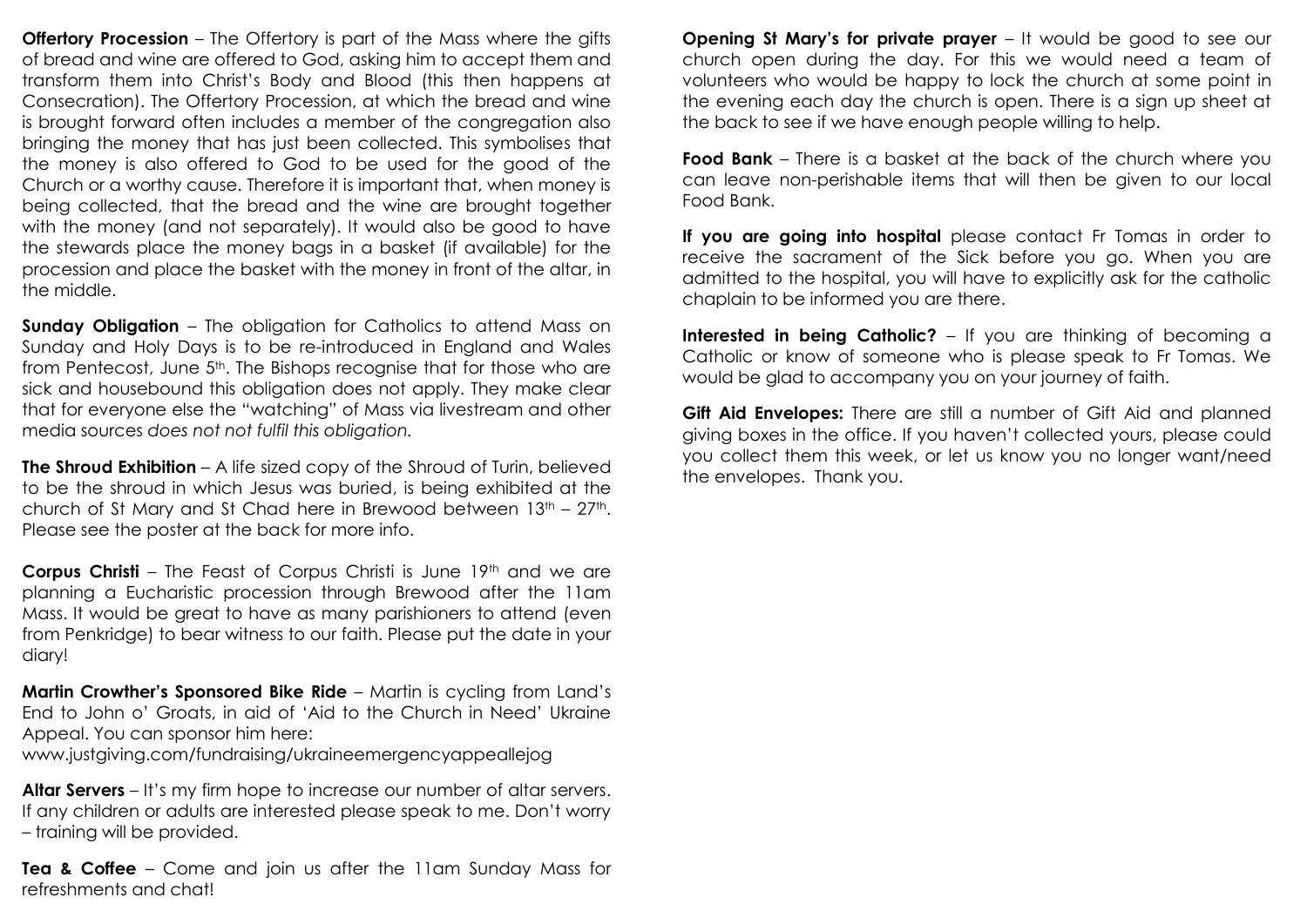**Offertory Procession** – The Offertory is part of the Mass where the gifts of bread and wine are offered to God, asking him to accept them and transform them into Christ's Body and Blood (this then happens at Consecration). The Offertory Procession, at which the bread and wine is brought forward often includes a member of the congregation also bringing the money that has just been collected. This symbolises that the money is also offered to God to be used for the good of the Church or a worthy cause. Therefore it is important that, when money is being collected, that the bread and the wine are brought together with the money (and not separately). It would also be good to have the stewards place the money bags in a basket (if available) for the procession and place the basket with the money in front of the altar, in the middle.

**Sunday Obligation** – The obligation for Catholics to attend Mass on Sunday and Holy Days is to be re-introduced in England and Wales from Pentecost, June 5th. The Bishops recognise that for those who are sick and housebound this obligation does not apply. They make clear that for everyone else the "watching" of Mass via livestream and other media sources *does not not fulfil this obligation.*

**The Shroud Exhibition** – A life sized copy of the Shroud of Turin, believed to be the shroud in which Jesus was buried, is being exhibited at the church of St Mary and St Chad here in Brewood between 13th – 27th. Please see the poster at the back for more info.

**Corpus Christi** – The Feast of Corpus Christi is June 19th and we are planning a Eucharistic procession through Brewood after the 11am Mass. It would be great to have as many parishioners to attend (even from Penkridge) to bear witness to our faith. Please put the date in your diary!

**Martin Crowther's Sponsored Bike Ride** – Martin is cycling from Land's End to John o' Groats, in aid of 'Aid to the Church in Need' Ukraine Appeal. You can sponsor him here:
www.justgiving.com/fundraising/ukraineemergencyappeallejog

**Altar Servers** – It's my firm hope to increase our number of altar servers. If any children or adults are interested please speak to me. Don't worry – training will be provided.

**Tea & Coffee** – Come and join us after the 11am Sunday Mass for refreshments and chat!

**Opening St Mary's for private prayer** – It would be good to see our church open during the day. For this we would need a team of volunteers who would be happy to lock the church at some point in the evening each day the church is open. There is a sign up sheet at the back to see if we have enough people willing to help.

**Food Bank** – There is a basket at the back of the church where you can leave non-perishable items that will then be given to our local Food Bank.

**If you are going into hospital** please contact Fr Tomas in order to receive the sacrament of the Sick before you go. When you are admitted to the hospital, you will have to explicitly ask for the catholic chaplain to be informed you are there.

**Interested in being Catholic?** – If you are thinking of becoming a Catholic or know of someone who is please speak to Fr Tomas. We would be glad to accompany you on your journey of faith.

**Gift Aid Envelopes:** There are still a number of Gift Aid and planned giving boxes in the office. If you haven't collected yours, please could you collect them this week, or let us know you no longer want/need the envelopes. Thank you.